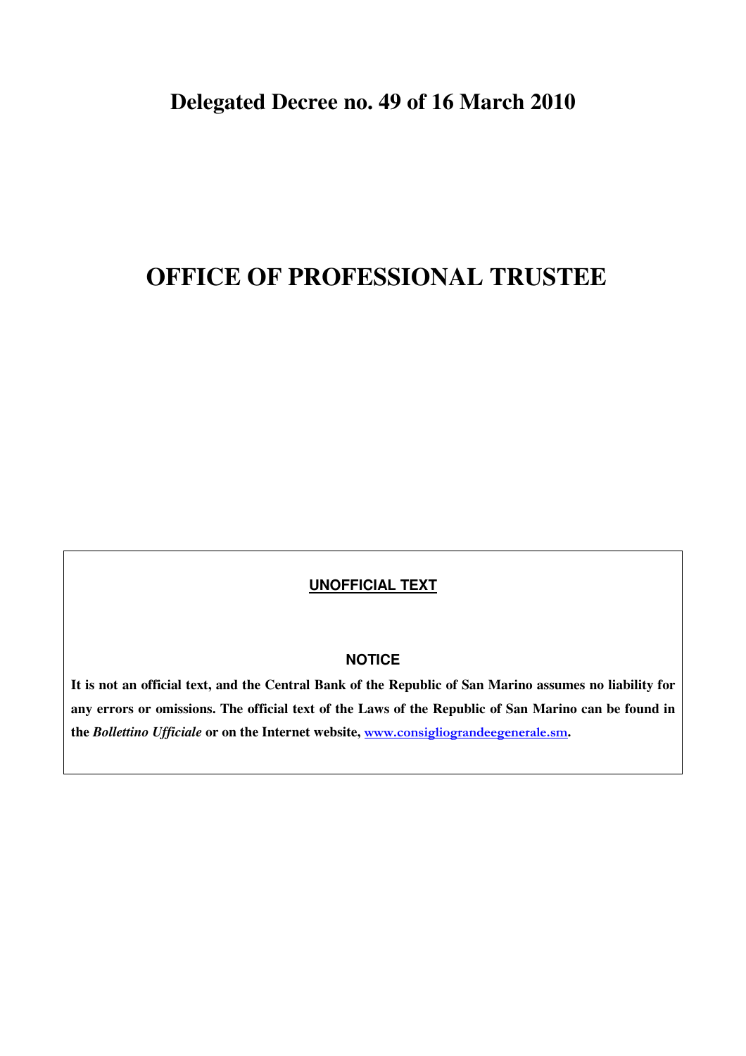# Delegated Decree no. 49 of 16 March 2010

# OFFICE OF PROFESSIONAL TRUSTEE

**UNOFFICIAL TEXT**

**NOTICE**

**It is not an official text, and the Central Bank of the Republic of San Marino assumes no liability for any errors or omissions. The official text of the Laws of the Republic of San Marino can be found in the *Bollettino Ufficiale* or on the Internet website, www.consigliograndeegenerale.sm.**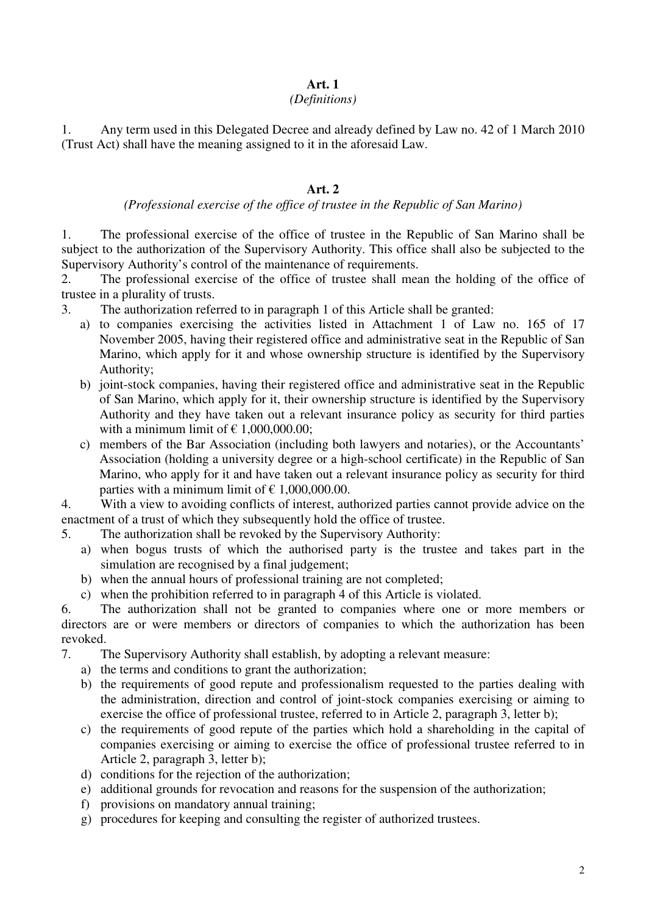## Art. 1

*(Definitions)*

1. Any term used in this Delegated Decree and already defined by Law no. 42 of 1 March 2010 (Trust Act) shall have the meaning assigned to it in the aforesaid Law.

## Art. 2

*(Professional exercise of the office of trustee in the Republic of San Marino)*

1. The professional exercise of the office of trustee in the Republic of San Marino shall be subject to the authorization of the Supervisory Authority. This office shall also be subjected to the Supervisory Authority's control of the maintenance of requirements.
2. The professional exercise of the office of trustee shall mean the holding of the office of trustee in a plurality of trusts.
3. The authorization referred to in paragraph 1 of this Article shall be granted:
   a) to companies exercising the activities listed in Attachment 1 of Law no. 165 of 17 November 2005, having their registered office and administrative seat in the Republic of San Marino, which apply for it and whose ownership structure is identified by the Supervisory Authority;
   b) joint-stock companies, having their registered office and administrative seat in the Republic of San Marino, which apply for it, their ownership structure is identified by the Supervisory Authority and they have taken out a relevant insurance policy as security for third parties with a minimum limit of € 1,000,000.00;
   c) members of the Bar Association (including both lawyers and notaries), or the Accountants' Association (holding a university degree or a high-school certificate) in the Republic of San Marino, who apply for it and have taken out a relevant insurance policy as security for third parties with a minimum limit of € 1,000,000.00.
4. With a view to avoiding conflicts of interest, authorized parties cannot provide advice on the enactment of a trust of which they subsequently hold the office of trustee.
5. The authorization shall be revoked by the Supervisory Authority:
   a) when bogus trusts of which the authorised party is the trustee and takes part in the simulation are recognised by a final judgement;
   b) when the annual hours of professional training are not completed;
   c) when the prohibition referred to in paragraph 4 of this Article is violated.
6. The authorization shall not be granted to companies where one or more members or directors are or were members or directors of companies to which the authorization has been revoked.
7. The Supervisory Authority shall establish, by adopting a relevant measure:
   a) the terms and conditions to grant the authorization;
   b) the requirements of good repute and professionalism requested to the parties dealing with the administration, direction and control of joint-stock companies exercising or aiming to exercise the office of professional trustee, referred to in Article 2, paragraph 3, letter b);
   c) the requirements of good repute of the parties which hold a shareholding in the capital of companies exercising or aiming to exercise the office of professional trustee referred to in Article 2, paragraph 3, letter b);
   d) conditions for the rejection of the authorization;
   e) additional grounds for revocation and reasons for the suspension of the authorization;
   f) provisions on mandatory annual training;
   g) procedures for keeping and consulting the register of authorized trustees.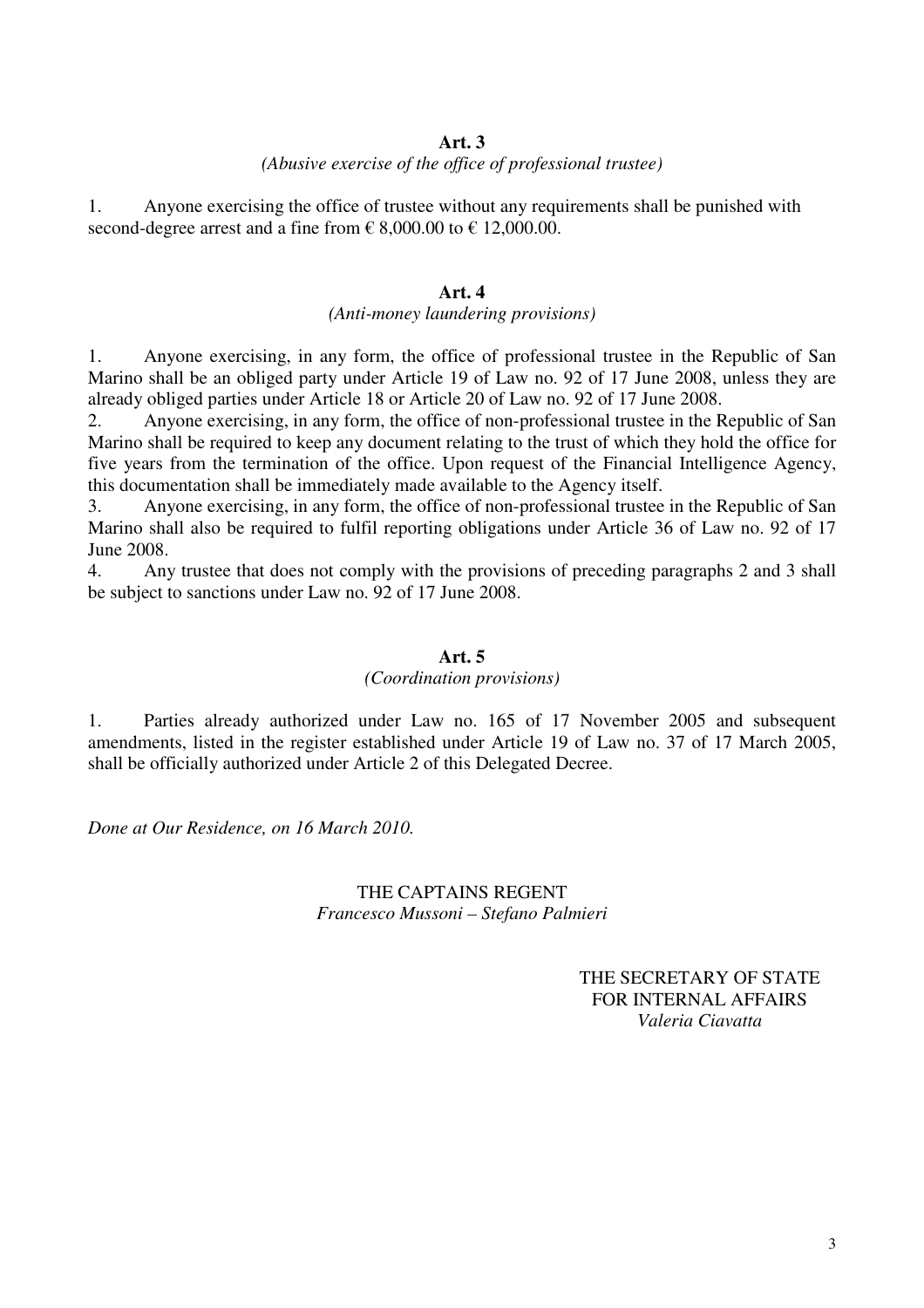**Art. 3**

*(Abusive exercise of the office of professional trustee)*

1. Anyone exercising the office of trustee without any requirements shall be punished with second-degree arrest and a fine from € 8,000.00 to € 12,000.00.

**Art. 4**

*(Anti-money laundering provisions)*

1. Anyone exercising, in any form, the office of professional trustee in the Republic of San Marino shall be an obliged party under Article 19 of Law no. 92 of 17 June 2008, unless they are already obliged parties under Article 18 or Article 20 of Law no. 92 of 17 June 2008.
2. Anyone exercising, in any form, the office of non-professional trustee in the Republic of San Marino shall be required to keep any document relating to the trust of which they hold the office for five years from the termination of the office. Upon request of the Financial Intelligence Agency, this documentation shall be immediately made available to the Agency itself.
3. Anyone exercising, in any form, the office of non-professional trustee in the Republic of San Marino shall also be required to fulfil reporting obligations under Article 36 of Law no. 92 of 17 June 2008.
4. Any trustee that does not comply with the provisions of preceding paragraphs 2 and 3 shall be subject to sanctions under Law no. 92 of 17 June 2008.

**Art. 5**

*(Coordination provisions)*

1. Parties already authorized under Law no. 165 of 17 November 2005 and subsequent amendments, listed in the register established under Article 19 of Law no. 37 of 17 March 2005, shall be officially authorized under Article 2 of this Delegated Decree.

*Done at Our Residence, on 16 March 2010.*

THE CAPTAINS REGENT
*Francesco Mussoni – Stefano Palmieri*

THE SECRETARY OF STATE
FOR INTERNAL AFFAIRS
*Valeria Ciavatta*